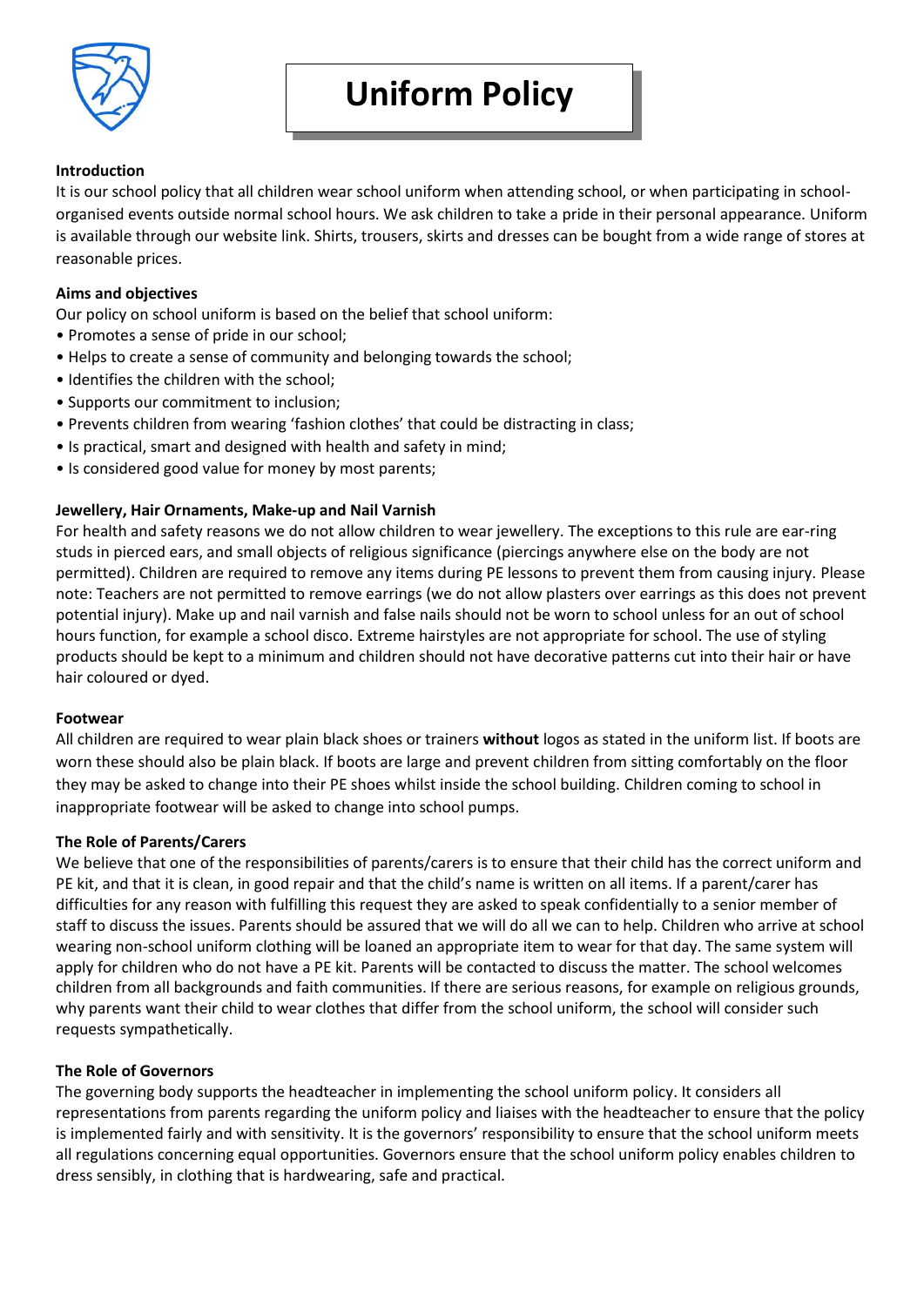# Uniform Policy

## Introduction

It is our school policy that all children wear school uniform when attending school, or when participating in school-organised events outside normal school hours. We ask children to take a pride in their personal appearance. Uniform is available through our website link. Shirts, trousers, skirts and dresses can be bought from a wide range of stores at reasonable prices.

## Aims and objectives

Our policy on school uniform is based on the belief that school uniform:

- Promotes a sense of pride in our school;
- Helps to create a sense of community and belonging towards the school;
- Identifies the children with the school;
- Supports our commitment to inclusion;
- Prevents children from wearing 'fashion clothes' that could be distracting in class;
- Is practical, smart and designed with health and safety in mind;
- Is considered good value for money by most parents;

## Jewellery, Hair Ornaments, Make-up and Nail Varnish

For health and safety reasons we do not allow children to wear jewellery. The exceptions to this rule are ear-ring studs in pierced ears, and small objects of religious significance (piercings anywhere else on the body are not permitted). Children are required to remove any items during PE lessons to prevent them from causing injury. Please note: Teachers are not permitted to remove earrings (we do not allow plasters over earrings as this does not prevent potential injury). Make up and nail varnish and false nails should not be worn to school unless for an out of school hours function, for example a school disco. Extreme hairstyles are not appropriate for school. The use of styling products should be kept to a minimum and children should not have decorative patterns cut into their hair or have hair coloured or dyed.

## Footwear

All children are required to wear plain black shoes or trainers **without** logos as stated in the uniform list. If boots are worn these should also be plain black. If boots are large and prevent children from sitting comfortably on the floor they may be asked to change into their PE shoes whilst inside the school building. Children coming to school in inappropriate footwear will be asked to change into school pumps.

## The Role of Parents/Carers

We believe that one of the responsibilities of parents/carers is to ensure that their child has the correct uniform and PE kit, and that it is clean, in good repair and that the child's name is written on all items. If a parent/carer has difficulties for any reason with fulfilling this request they are asked to speak confidentially to a senior member of staff to discuss the issues. Parents should be assured that we will do all we can to help. Children who arrive at school wearing non-school uniform clothing will be loaned an appropriate item to wear for that day. The same system will apply for children who do not have a PE kit. Parents will be contacted to discuss the matter. The school welcomes children from all backgrounds and faith communities. If there are serious reasons, for example on religious grounds, why parents want their child to wear clothes that differ from the school uniform, the school will consider such requests sympathetically.

## The Role of Governors

The governing body supports the headteacher in implementing the school uniform policy. It considers all representations from parents regarding the uniform policy and liaises with the headteacher to ensure that the policy is implemented fairly and with sensitivity. It is the governors' responsibility to ensure that the school uniform meets all regulations concerning equal opportunities. Governors ensure that the school uniform policy enables children to dress sensibly, in clothing that is hardwearing, safe and practical.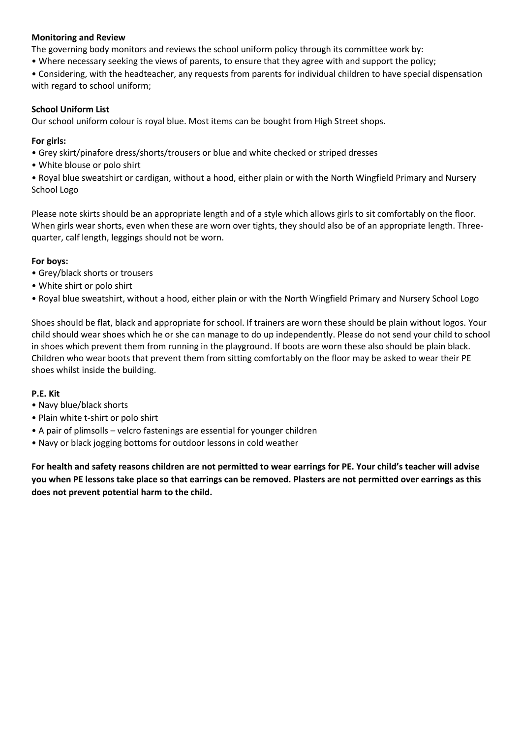**Monitoring and Review**

The governing body monitors and reviews the school uniform policy through its committee work by:

- Where necessary seeking the views of parents, to ensure that they agree with and support the policy;
- Considering, with the headteacher, any requests from parents for individual children to have special dispensation with regard to school uniform;

**School Uniform List**

Our school uniform colour is royal blue. Most items can be bought from High Street shops.

**For girls:**

- Grey skirt/pinafore dress/shorts/trousers or blue and white checked or striped dresses
- White blouse or polo shirt
- Royal blue sweatshirt or cardigan, without a hood, either plain or with the North Wingfield Primary and Nursery School Logo

Please note skirts should be an appropriate length and of a style which allows girls to sit comfortably on the floor. When girls wear shorts, even when these are worn over tights, they should also be of an appropriate length. Three-quarter, calf length, leggings should not be worn.

**For boys:**

- Grey/black shorts or trousers
- White shirt or polo shirt
- Royal blue sweatshirt, without a hood, either plain or with the North Wingfield Primary and Nursery School Logo

Shoes should be flat, black and appropriate for school. If trainers are worn these should be plain without logos. Your child should wear shoes which he or she can manage to do up independently. Please do not send your child to school in shoes which prevent them from running in the playground. If boots are worn these also should be plain black. Children who wear boots that prevent them from sitting comfortably on the floor may be asked to wear their PE shoes whilst inside the building.

**P.E. Kit**

- Navy blue/black shorts
- Plain white t-shirt or polo shirt
- A pair of plimsolls – velcro fastenings are essential for younger children
- Navy or black jogging bottoms for outdoor lessons in cold weather

**For health and safety reasons children are not permitted to wear earrings for PE. Your child's teacher will advise you when PE lessons take place so that earrings can be removed. Plasters are not permitted over earrings as this does not prevent potential harm to the child.**